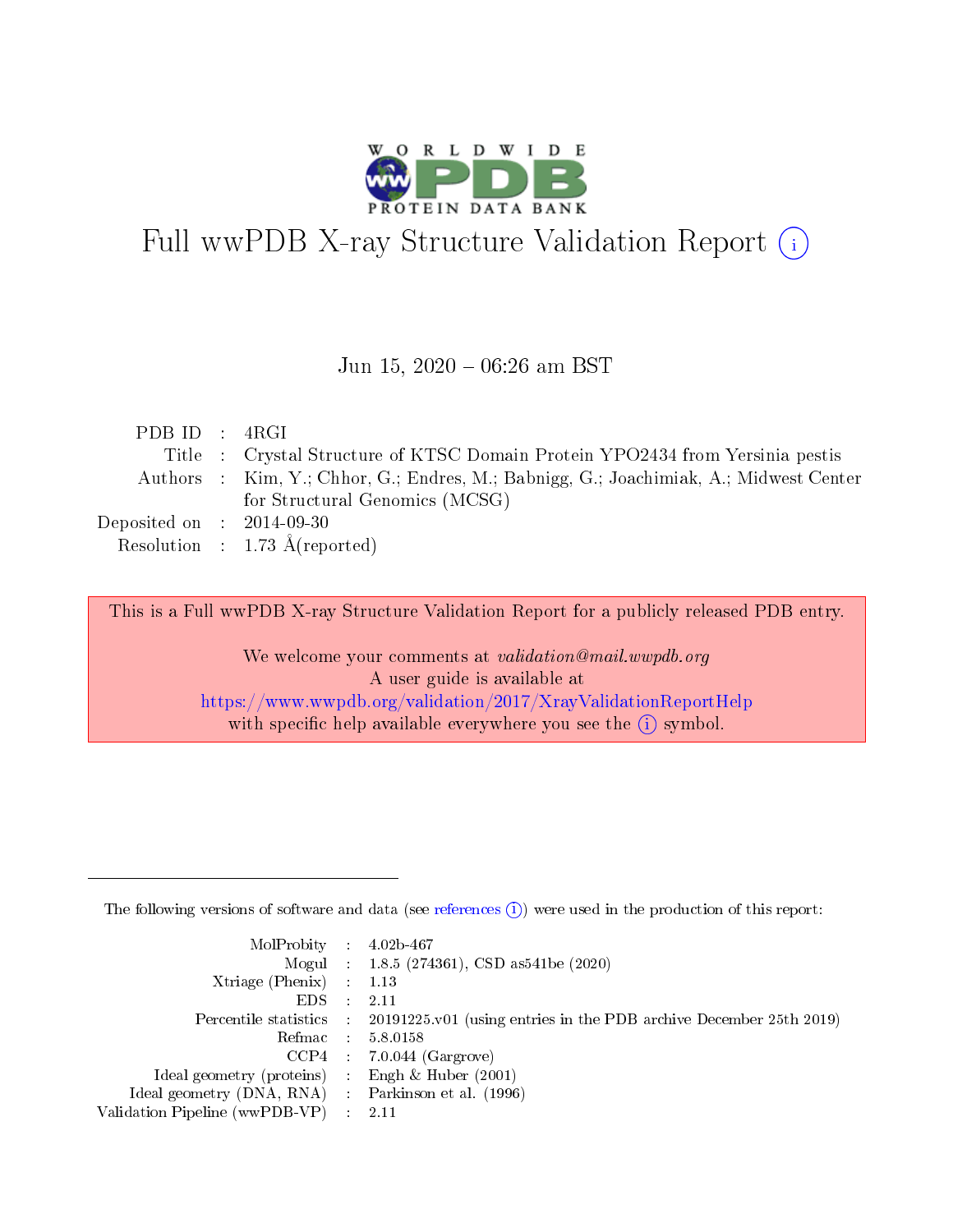# Full wwPDB X-ray Structure Validation Report (i)

Jun 15, 2020 – 06:26 am BST

| | | |
|---|---|---|
| PDB ID | : | 4RGI |
| Title | : | Crystal Structure of KTSC Domain Protein YPO2434 from Yersinia pestis |
| Authors | : | Kim, Y.; Chhor, G.; Endres, M.; Babnigg, G.; Joachimiak, A.; Midwest Center for Structural Genomics (MCSG) |
| Deposited on | : | 2014-09-30 |
| Resolution | : | 1.73 Å(reported) |

This is a Full wwPDB X-ray Structure Validation Report for a publicly released PDB entry.

We welcome your comments at *validation@mail.wwpdb.org*
A user guide is available at
https://www.wwpdb.org/validation/2017/XrayValidationReportHelp
with specific help available everywhere you see the (i) symbol.

---

The following versions of software and data (see references (i)) were used in the production of this report:

| | | |
|---|---|---|
| MolProbity | : | 4.02b-467 |
| Mogul | : | 1.8.5 (274361), CSD as541be (2020) |
| Xtriage (Phenix) | : | 1.13 |
| EDS | : | 2.11 |
| Percentile statistics | : | 20191225.v01 (using entries in the PDB archive December 25th 2019) |
| Refmac | : | 5.8.0158 |
| CCP4 | : | 7.0.044 (Gargrove) |
| Ideal geometry (proteins) | : | Engh & Huber (2001) |
| Ideal geometry (DNA, RNA) | : | Parkinson et al. (1996) |
| Validation Pipeline (wwPDB-VP) | : | 2.11 |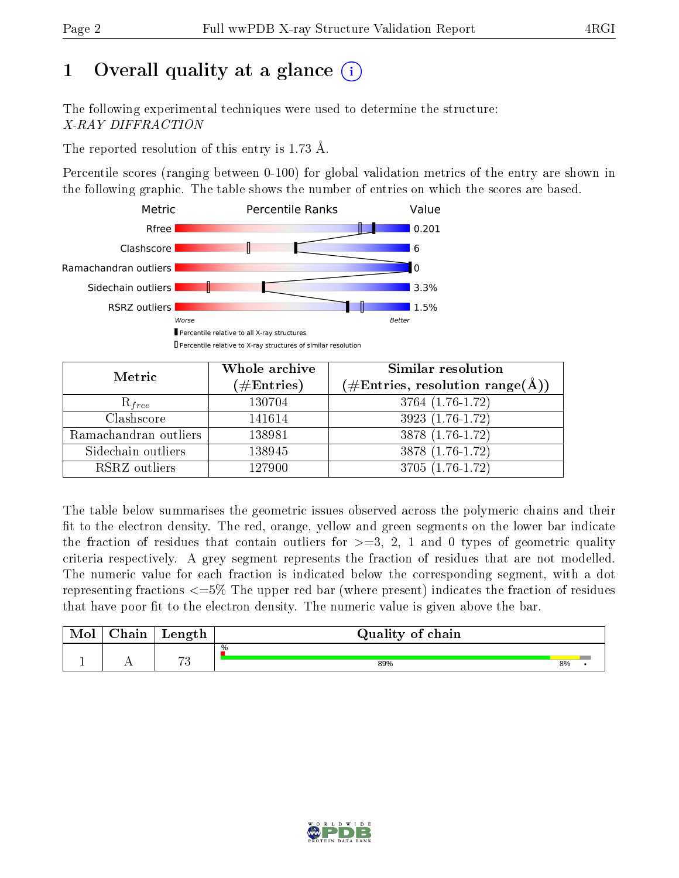# 1 Overall quality at a glance (i)

The following experimental techniques were used to determine the structure:
*X-RAY DIFFRACTION*

The reported resolution of this entry is 1.73 Å.

Percentile scores (ranging between 0-100) for global validation metrics of the entry are shown in the following graphic. The table shows the number of entries on which the scores are based.

| Metric | Value |
|---|---|
| Rfree | 0.201 |
| Clashscore | 6 |
| Ramachandran outliers | 0 |
| Sidechain outliers | 3.3% |
| RSRZ outliers | 1.5% |

Worse — Better

▮ Percentile relative to all X-ray structures
▯ Percentile relative to X-ray structures of similar resolution

| Metric | Whole archive (#Entries) | Similar resolution (#Entries, resolution range(Å)) |
|---|---|---|
| $R_{free}$ | 130704 | 3764 (1.76-1.72) |
| Clashscore | 141614 | 3923 (1.76-1.72) |
| Ramachandran outliers | 138981 | 3878 (1.76-1.72) |
| Sidechain outliers | 138945 | 3878 (1.76-1.72) |
| RSRZ outliers | 127900 | 3705 (1.76-1.72) |

The table below summarises the geometric issues observed across the polymeric chains and their fit to the electron density. The red, orange, yellow and green segments on the lower bar indicate the fraction of residues that contain outliers for >=3, 2, 1 and 0 types of geometric quality criteria respectively. A grey segment represents the fraction of residues that are not modelled. The numeric value for each fraction is indicated below the corresponding segment, with a dot representing fractions <=5% The upper red bar (where present) indicates the fraction of residues that have poor fit to the electron density. The numeric value is given above the bar.

| Mol | Chain | Length | Quality of chain |
|---|---|---|---|
| 1 | A | 73 | % ; 89% ; 8% ; • |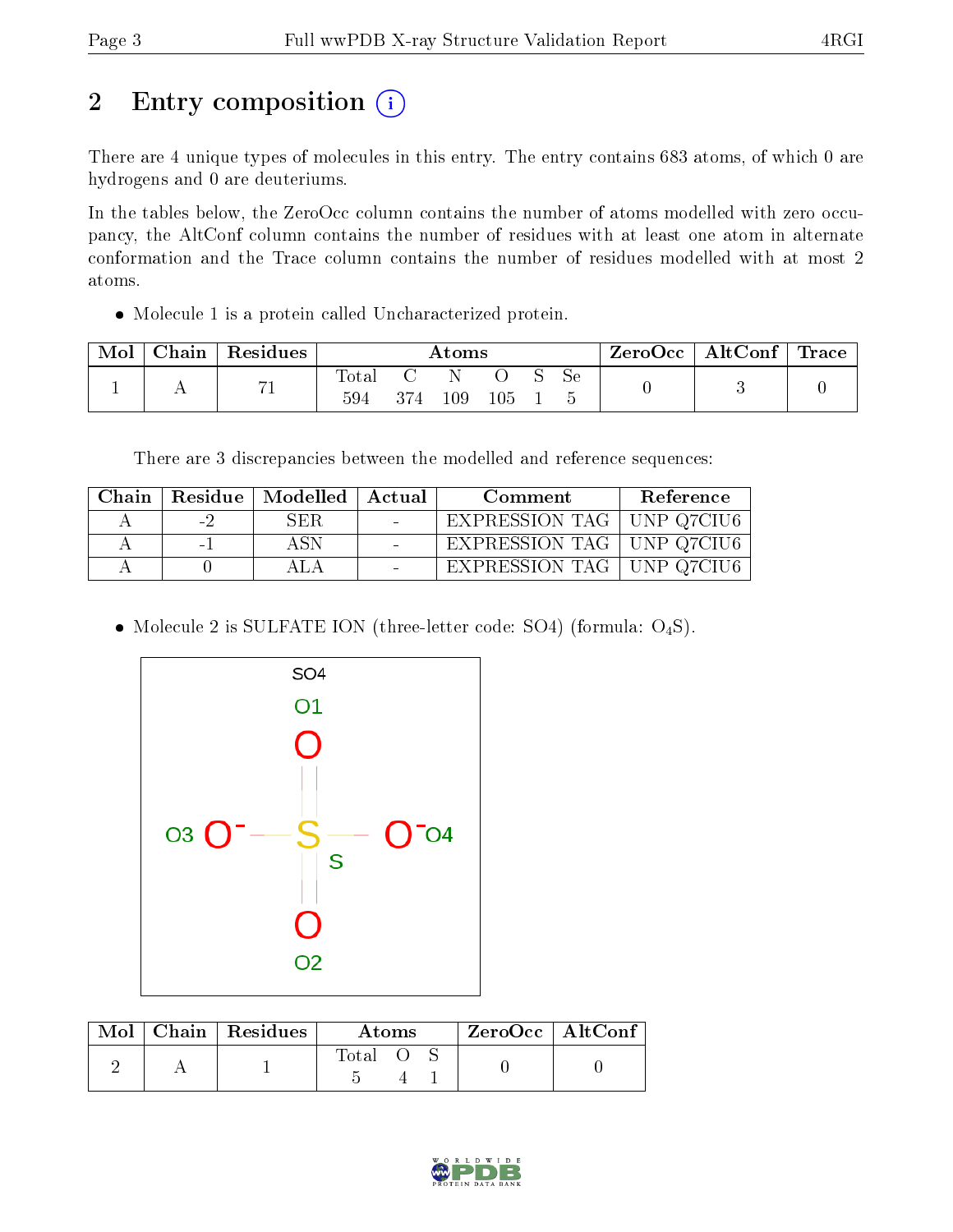# 2 Entry composition

There are 4 unique types of molecules in this entry. The entry contains 683 atoms, of which 0 are hydrogens and 0 are deuteriums.

In the tables below, the ZeroOcc column contains the number of atoms modelled with zero occupancy, the AltConf column contains the number of residues with at least one atom in alternate conformation and the Trace column contains the number of residues modelled with at most 2 atoms.

- Molecule 1 is a protein called Uncharacterized protein.

| Mol | Chain | Residues | Atoms | | | | | | ZeroOcc | AltConf | Trace |
|---|---|---|---|---|---|---|---|---|---|---|---|
| | | | Total | C | N | O | S | Se | | | |
| 1 | A | 71 | 594 | 374 | 109 | 105 | 1 | 5 | 0 | 3 | 0 |

There are 3 discrepancies between the modelled and reference sequences:

| Chain | Residue | Modelled | Actual | Comment | Reference |
|---|---|---|---|---|---|
| A | -2 | SER | - | EXPRESSION TAG | UNP Q7CIU6 |
| A | -1 | ASN | - | EXPRESSION TAG | UNP Q7CIU6 |
| A | 0 | ALA | - | EXPRESSION TAG | UNP Q7CIU6 |

- Molecule 2 is SULFATE ION (three-letter code: SO4) (formula: $O_4S$).

| Mol | Chain | Residues | Atoms | | | ZeroOcc | AltConf |
|---|---|---|---|---|---|---|---|
| | | | Total | O | S | | |
| 2 | A | 1 | 5 | 4 | 1 | 0 | 0 |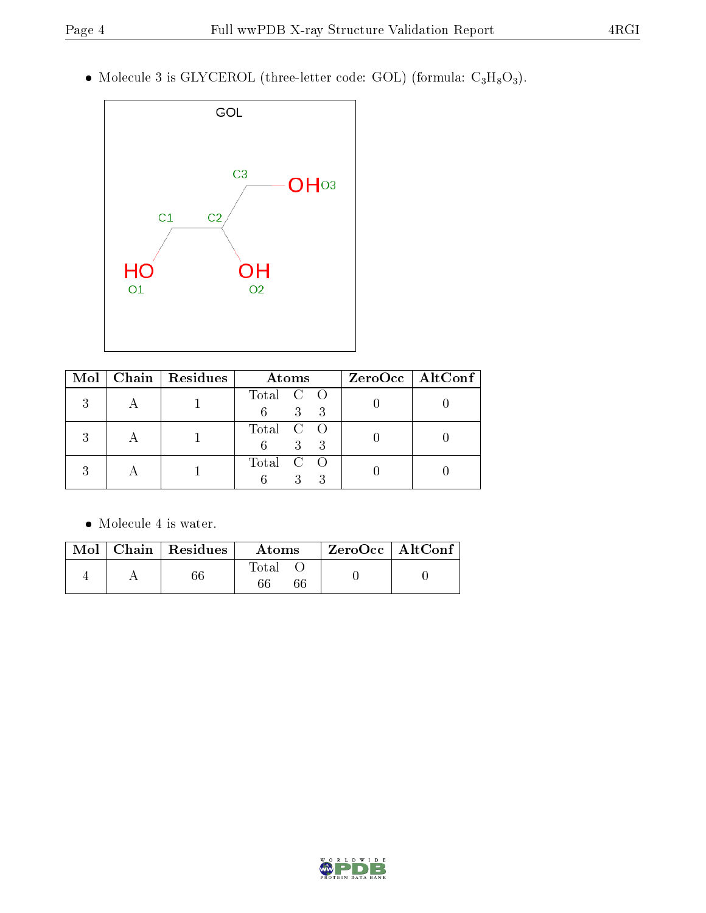- Molecule 3 is GLYCEROL (three-letter code: GOL) (formula: $C_3H_8O_3$).

| Mol | Chain | Residues | Atoms | | | ZeroOcc | AltConf |
|---|---|---|---|---|---|---|---|
| | | | Total | C | O | | |
| 3 | A | 1 | 6 | 3 | 3 | 0 | 0 |
| 3 | A | 1 | 6 | 3 | 3 | 0 | 0 |
| 3 | A | 1 | 6 | 3 | 3 | 0 | 0 |

- Molecule 4 is water.

| Mol | Chain | Residues | Atoms | | ZeroOcc | AltConf |
|---|---|---|---|---|---|---|
| | | | Total | O | | |
| 4 | A | 66 | 66 | 66 | 0 | 0 |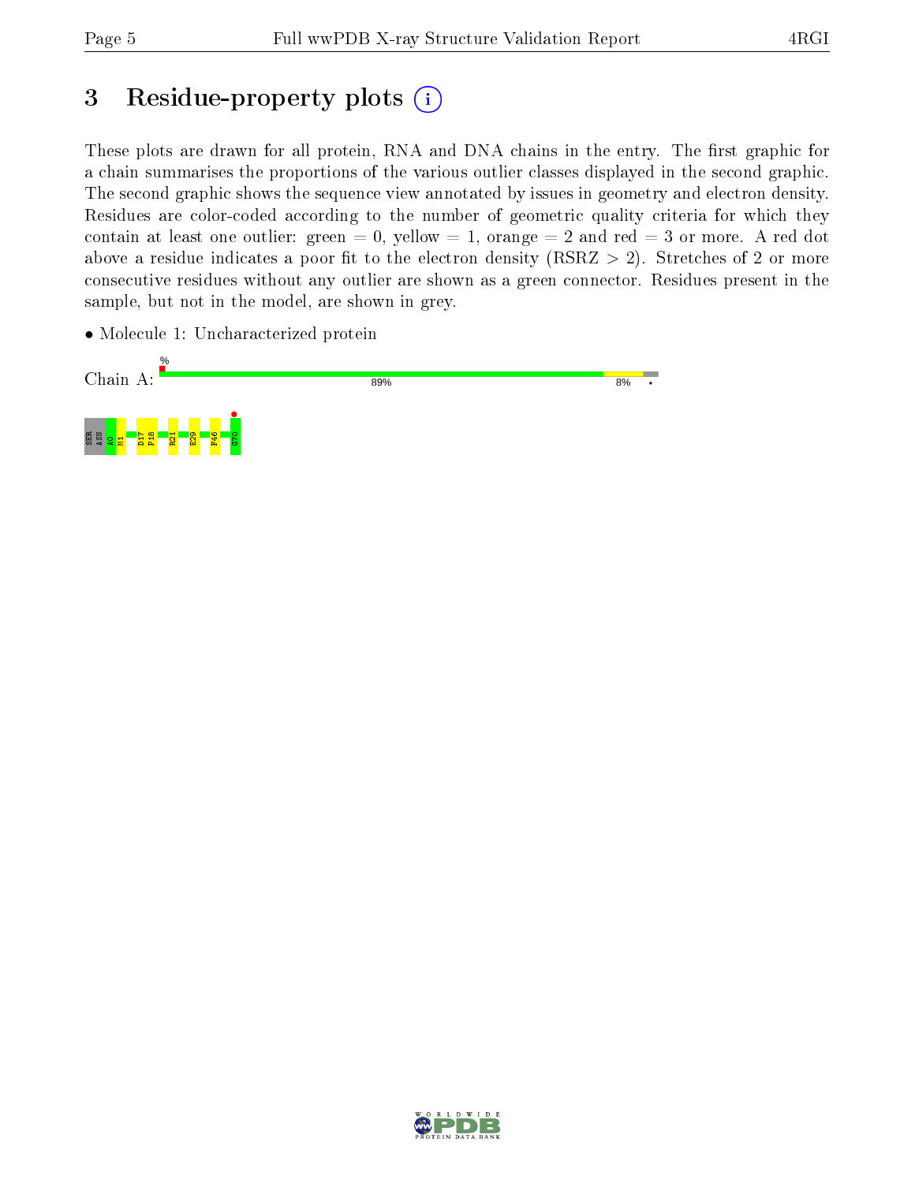# 3 Residue-property plots

These plots are drawn for all protein, RNA and DNA chains in the entry. The first graphic for a chain summarises the proportions of the various outlier classes displayed in the second graphic. The second graphic shows the sequence view annotated by issues in geometry and electron density. Residues are color-coded according to the number of geometric quality criteria for which they contain at least one outlier: green = 0, yellow = 1, orange = 2 and red = 3 or more. A red dot above a residue indicates a poor fit to the electron density (RSRZ > 2). Stretches of 2 or more consecutive residues without any outlier are shown as a green connector. Residues present in the sample, but not in the model, are shown in grey.

- Molecule 1: Uncharacterized protein

Chain A: % 89% 8% •

SER ASN A0 M1 D17 P18 R21 E29 F46 G70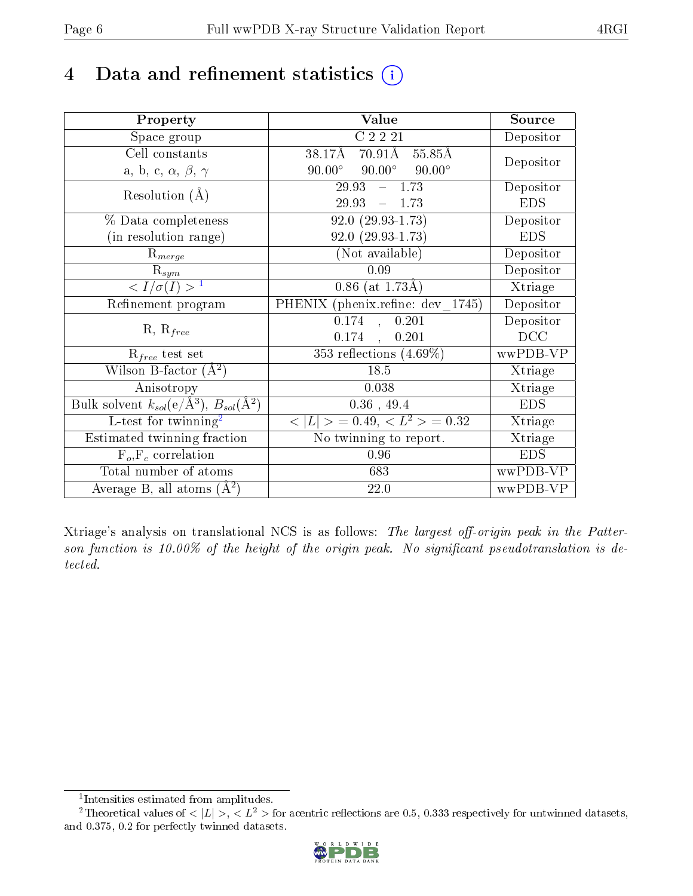# 4 Data and refinement statistics (i)

| Property | Value | Source |
|---|---|---|
| Space group | C 2 2 21 | Depositor |
| Cell constants<br>a, b, c, $\alpha$, $\beta$, $\gamma$ | 38.17Å 70.91Å 55.85Å<br>90.00° 90.00° 90.00° | Depositor |
| Resolution (Å) | 29.93 – 1.73<br>29.93 – 1.73 | Depositor<br>EDS |
| % Data completeness<br>(in resolution range) | 92.0 (29.93-1.73)<br>92.0 (29.93-1.73) | Depositor<br>EDS |
| $R_{merge}$ | (Not available) | Depositor |
| $R_{sym}$ | 0.09 | Depositor |
| $< I/\sigma(I) >$ [1] | 0.86 (at 1.73Å) | Xtriage |
| Refinement program | PHENIX (phenix.refine: dev_1745) | Depositor |
| R, $R_{free}$ | 0.174 , 0.201<br>0.174 , 0.201 | Depositor<br>DCC |
| $R_{free}$ test set | 353 reflections (4.69%) | wwPDB-VP |
| Wilson B-factor (Å$^2$) | 18.5 | Xtriage |
| Anisotropy | 0.038 | Xtriage |
| Bulk solvent $k_{sol}$(e/Å$^3$), $B_{sol}$(Å$^2$) | 0.36 , 49.4 | EDS |
| L-test for twinning[2] | $< \|L\| > = 0.49$, $< L^2 > = 0.32$ | Xtriage |
| Estimated twinning fraction | No twinning to report. | Xtriage |
| $F_o$,$F_c$ correlation | 0.96 | EDS |
| Total number of atoms | 683 | wwPDB-VP |
| Average B, all atoms (Å$^2$) | 22.0 | wwPDB-VP |

Xtriage's analysis on translational NCS is as follows: *The largest off-origin peak in the Patterson function is 10.00% of the height of the origin peak. No significant pseudotranslation is detected.*

[1] Intensities estimated from amplitudes.

[2] Theoretical values of $< |L| >$, $< L^2 >$ for acentric reflections are 0.5, 0.333 respectively for untwinned datasets, and 0.375, 0.2 for perfectly twinned datasets.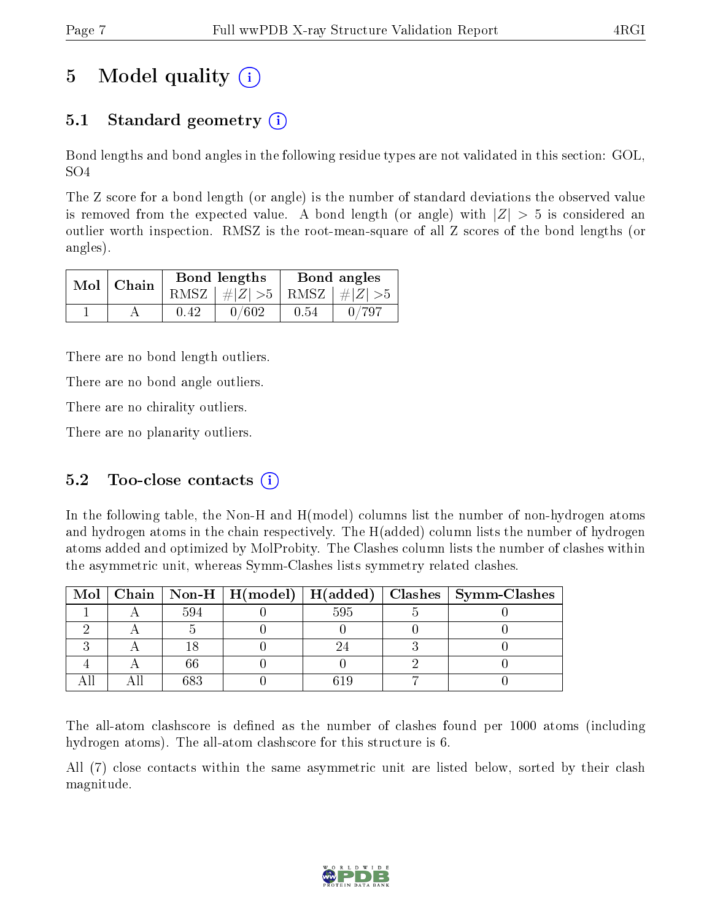# 5 Model quality

## 5.1 Standard geometry

Bond lengths and bond angles in the following residue types are not validated in this section: GOL, SO4

The Z score for a bond length (or angle) is the number of standard deviations the observed value is removed from the expected value. A bond length (or angle) with $|Z| > 5$ is considered an outlier worth inspection. RMSZ is the root-mean-square of all Z scores of the bond lengths (or angles).

| Mol | Chain | Bond lengths | | Bond angles | |
|---|---|---|---|---|---|
| | | RMSZ | $\#\|Z\| >5$ | RMSZ | $\#\|Z\| >5$ |
| 1 | A | 0.42 | 0/602 | 0.54 | 0/797 |

There are no bond length outliers.

There are no bond angle outliers.

There are no chirality outliers.

There are no planarity outliers.

## 5.2 Too-close contacts

In the following table, the Non-H and H(model) columns list the number of non-hydrogen atoms and hydrogen atoms in the chain respectively. The H(added) column lists the number of hydrogen atoms added and optimized by MolProbity. The Clashes column lists the number of clashes within the asymmetric unit, whereas Symm-Clashes lists symmetry related clashes.

| Mol | Chain | Non-H | H(model) | H(added) | Clashes | Symm-Clashes |
|---|---|---|---|---|---|---|
| 1 | A | 594 | 0 | 595 | 5 | 0 |
| 2 | A | 5 | 0 | 0 | 0 | 0 |
| 3 | A | 18 | 0 | 24 | 3 | 0 |
| 4 | A | 66 | 0 | 0 | 2 | 0 |
| All | All | 683 | 0 | 619 | 7 | 0 |

The all-atom clashscore is defined as the number of clashes found per 1000 atoms (including hydrogen atoms). The all-atom clashscore for this structure is 6.

All (7) close contacts within the same asymmetric unit are listed below, sorted by their clash magnitude.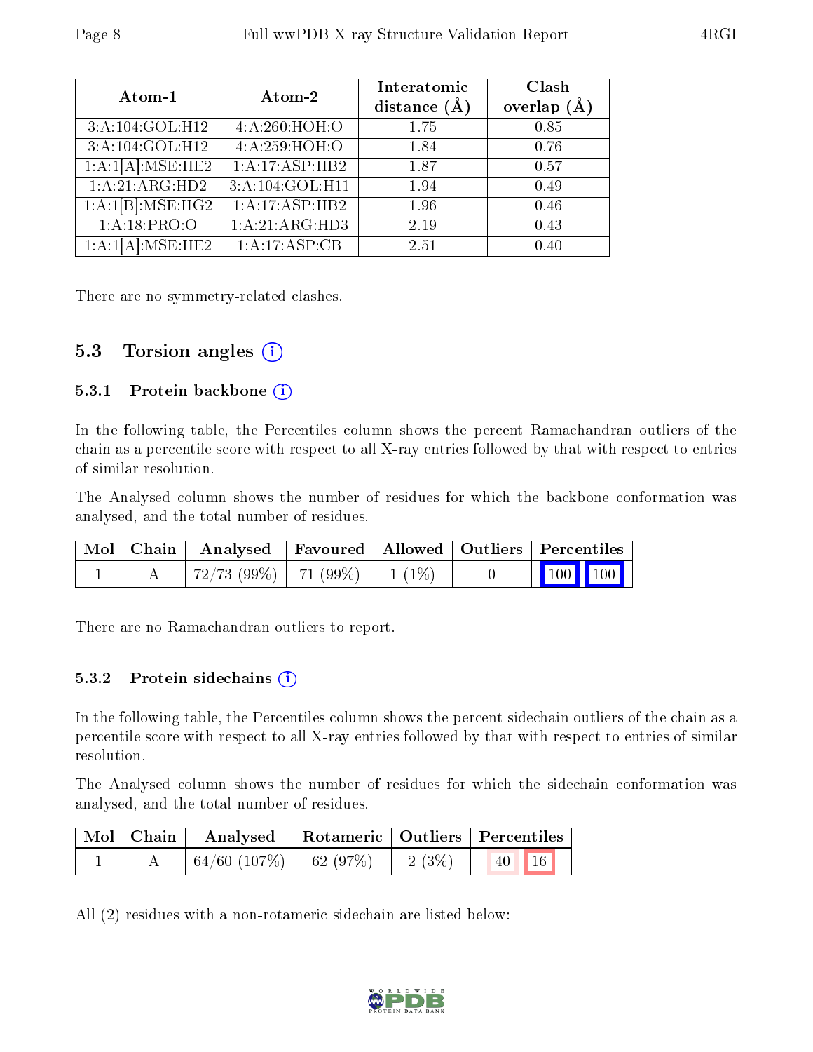| Atom-1 | Atom-2 | Interatomic distance (Å) | Clash overlap (Å) |
|---|---|---|---|
| 3:A:104:GOL:H12 | 4:A:260:HOH:O | 1.75 | 0.85 |
| 3:A:104:GOL:H12 | 4:A:259:HOH:O | 1.84 | 0.76 |
| 1:A:1[A]:MSE:HE2 | 1:A:17:ASP:HB2 | 1.87 | 0.57 |
| 1:A:21:ARG:HD2 | 3:A:104:GOL:H11 | 1.94 | 0.49 |
| 1:A:1[B]:MSE:HG2 | 1:A:17:ASP:HB2 | 1.96 | 0.46 |
| 1:A:18:PRO:O | 1:A:21:ARG:HD3 | 2.19 | 0.43 |
| 1:A:1[A]:MSE:HE2 | 1:A:17:ASP:CB | 2.51 | 0.40 |

There are no symmetry-related clashes.

## 5.3 Torsion angles

### 5.3.1 Protein backbone

In the following table, the Percentiles column shows the percent Ramachandran outliers of the chain as a percentile score with respect to all X-ray entries followed by that with respect to entries of similar resolution.

The Analysed column shows the number of residues for which the backbone conformation was analysed, and the total number of residues.

| Mol | Chain | Analysed | Favoured | Allowed | Outliers | Percentiles | |
|---|---|---|---|---|---|---|---|
| 1 | A | 72/73 (99%) | 71 (99%) | 1 (1%) | 0 | 100 | 100 |

There are no Ramachandran outliers to report.

### 5.3.2 Protein sidechains

In the following table, the Percentiles column shows the percent sidechain outliers of the chain as a percentile score with respect to all X-ray entries followed by that with respect to entries of similar resolution.

The Analysed column shows the number of residues for which the sidechain conformation was analysed, and the total number of residues.

| Mol | Chain | Analysed | Rotameric | Outliers | Percentiles | |
|---|---|---|---|---|---|---|
| 1 | A | 64/60 (107%) | 62 (97%) | 2 (3%) | 40 | 16 |

All (2) residues with a non-rotameric sidechain are listed below: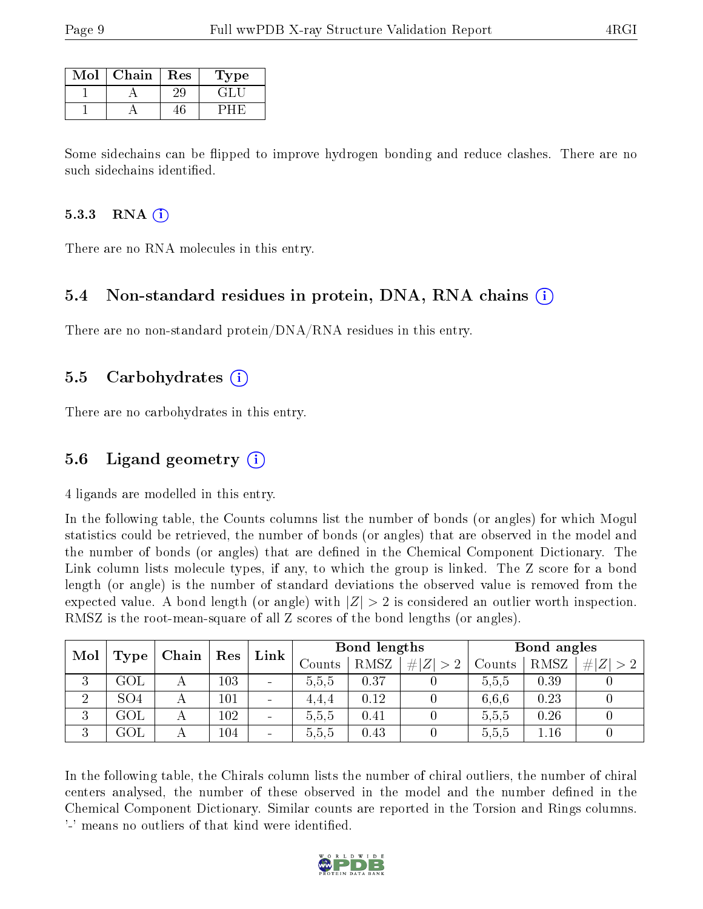| Mol | Chain | Res | Type |
| --- | --- | --- | --- |
| 1 | A | 29 | GLU |
| 1 | A | 46 | PHE |

Some sidechains can be flipped to improve hydrogen bonding and reduce clashes. There are no such sidechains identified.

#### 5.3.3 RNA

There are no RNA molecules in this entry.

### 5.4 Non-standard residues in protein, DNA, RNA chains

There are no non-standard protein/DNA/RNA residues in this entry.

### 5.5 Carbohydrates

There are no carbohydrates in this entry.

### 5.6 Ligand geometry

4 ligands are modelled in this entry.

In the following table, the Counts columns list the number of bonds (or angles) for which Mogul statistics could be retrieved, the number of bonds (or angles) that are observed in the model and the number of bonds (or angles) that are defined in the Chemical Component Dictionary. The Link column lists molecule types, if any, to which the group is linked. The Z score for a bond length (or angle) is the number of standard deviations the observed value is removed from the expected value. A bond length (or angle) with $|Z| > 2$ is considered an outlier worth inspection. RMSZ is the root-mean-square of all Z scores of the bond lengths (or angles).

| Mol | Type | Chain | Res | Link | Bond lengths | | | Bond angles | | |
| --- | --- | --- | --- | --- | --- | --- | --- | --- | --- | --- |
| | | | | | Counts | RMSZ | $\#\|Z\|>2$ | Counts | RMSZ | $\#\|Z\|>2$ |
| 3 | GOL | A | 103 | - | 5,5,5 | 0.37 | 0 | 5,5,5 | 0.39 | 0 |
| 2 | SO4 | A | 101 | - | 4,4,4 | 0.12 | 0 | 6,6,6 | 0.23 | 0 |
| 3 | GOL | A | 102 | - | 5,5,5 | 0.41 | 0 | 5,5,5 | 0.26 | 0 |
| 3 | GOL | A | 104 | - | 5,5,5 | 0.43 | 0 | 5,5,5 | 1.16 | 0 |

In the following table, the Chirals column lists the number of chiral outliers, the number of chiral centers analysed, the number of these observed in the model and the number defined in the Chemical Component Dictionary. Similar counts are reported in the Torsion and Rings columns. '-' means no outliers of that kind were identified.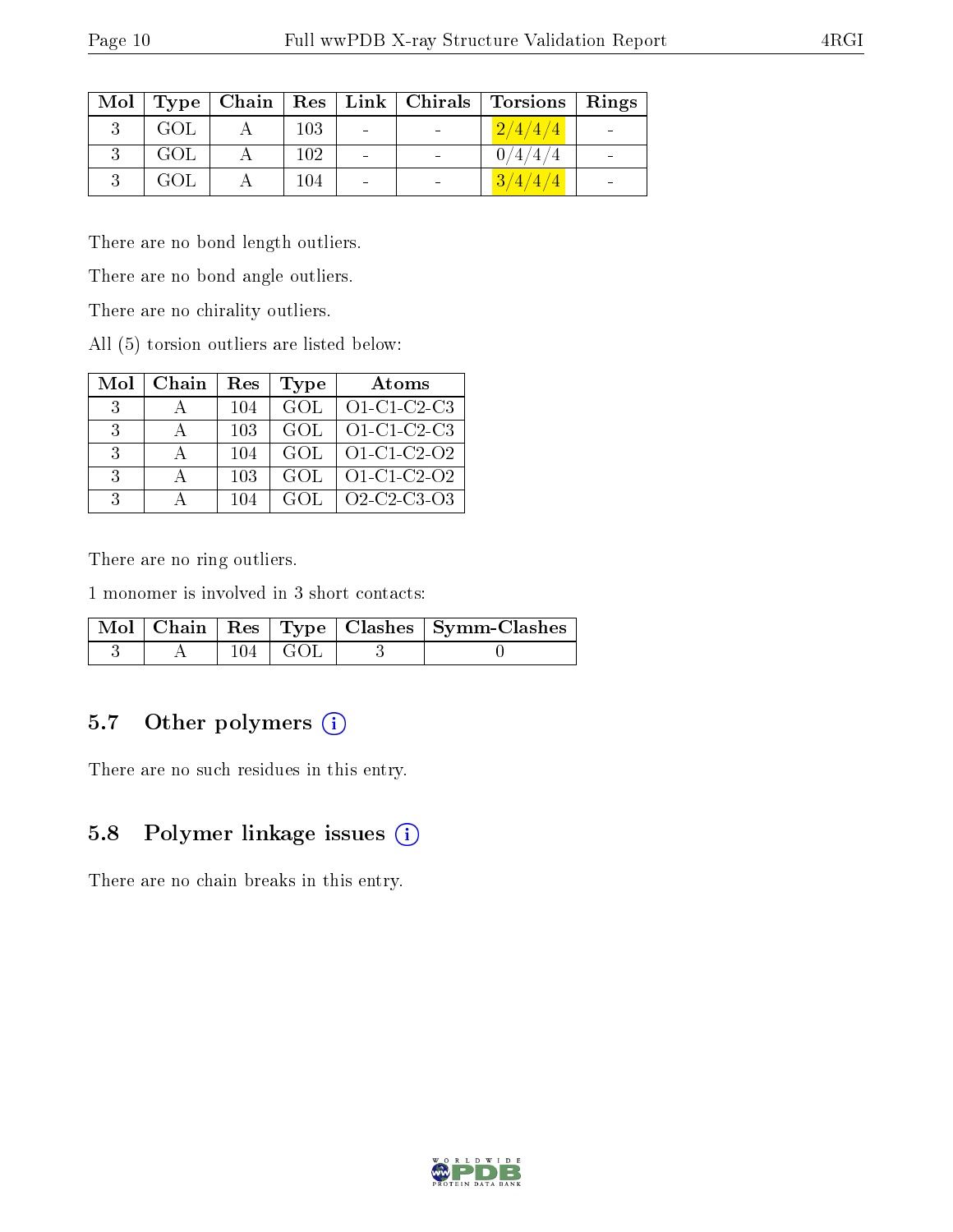| Mol | Type | Chain | Res | Link | Chirals | Torsions | Rings |
|---|---|---|---|---|---|---|---|
| 3 | GOL | A | 103 | - | - | 2/4/4/4 | - |
| 3 | GOL | A | 102 | - | - | 0/4/4/4 | - |
| 3 | GOL | A | 104 | - | - | 3/4/4/4 | - |

There are no bond length outliers.

There are no bond angle outliers.

There are no chirality outliers.

All (5) torsion outliers are listed below:

| Mol | Chain | Res | Type | Atoms |
|---|---|---|---|---|
| 3 | A | 104 | GOL | O1-C1-C2-C3 |
| 3 | A | 103 | GOL | O1-C1-C2-C3 |
| 3 | A | 104 | GOL | O1-C1-C2-O2 |
| 3 | A | 103 | GOL | O1-C1-C2-O2 |
| 3 | A | 104 | GOL | O2-C2-C3-O3 |

There are no ring outliers.

1 monomer is involved in 3 short contacts:

| Mol | Chain | Res | Type | Clashes | Symm-Clashes |
|---|---|---|---|---|---|
| 3 | A | 104 | GOL | 3 | 0 |

## 5.7 Other polymers

There are no such residues in this entry.

## 5.8 Polymer linkage issues

There are no chain breaks in this entry.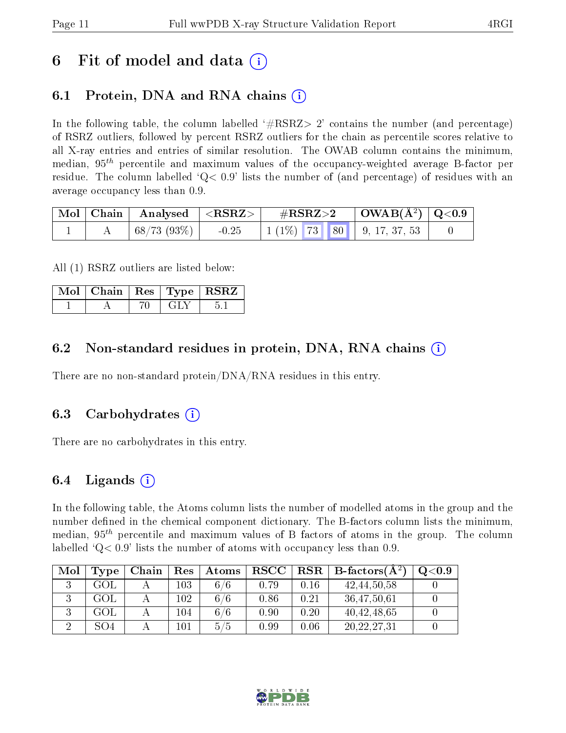# 6 Fit of model and data (i)

## 6.1 Protein, DNA and RNA chains (i)

In the following table, the column labelled '#RSRZ> 2' contains the number (and percentage) of RSRZ outliers, followed by percent RSRZ outliers for the chain as percentile scores relative to all X-ray entries and entries of similar resolution. The OWAB column contains the minimum, median, $95^{th}$ percentile and maximum values of the occupancy-weighted average B-factor per residue. The column labelled 'Q< 0.9' lists the number of (and percentage) of residues with an average occupancy less than 0.9.

| Mol | Chain | Analysed | <RSRZ> | #RSRZ>2 | | | OWAB(Å$^2$) | Q<0.9 |
|---|---|---|---|---|---|---|---|---|
| 1 | A | 68/73 (93%) | -0.25 | 1 (1%) | 73 | 80 | 9, 17, 37, 53 | 0 |

All (1) RSRZ outliers are listed below:

| Mol | Chain | Res | Type | RSRZ |
|---|---|---|---|---|
| 1 | A | 70 | GLY | 5.1 |

## 6.2 Non-standard residues in protein, DNA, RNA chains (i)

There are no non-standard protein/DNA/RNA residues in this entry.

## 6.3 Carbohydrates (i)

There are no carbohydrates in this entry.

## 6.4 Ligands (i)

In the following table, the Atoms column lists the number of modelled atoms in the group and the number defined in the chemical component dictionary. The B-factors column lists the minimum, median, $95^{th}$ percentile and maximum values of B factors of atoms in the group. The column labelled 'Q< 0.9' lists the number of atoms with occupancy less than 0.9.

| Mol | Type | Chain | Res | Atoms | RSCC | RSR | B-factors(Å$^2$) | Q<0.9 |
|---|---|---|---|---|---|---|---|---|
| 3 | GOL | A | 103 | 6/6 | 0.79 | 0.16 | 42,44,50,58 | 0 |
| 3 | GOL | A | 102 | 6/6 | 0.86 | 0.21 | 36,47,50,61 | 0 |
| 3 | GOL | A | 104 | 6/6 | 0.90 | 0.20 | 40,42,48,65 | 0 |
| 2 | SO4 | A | 101 | 5/5 | 0.99 | 0.06 | 20,22,27,31 | 0 |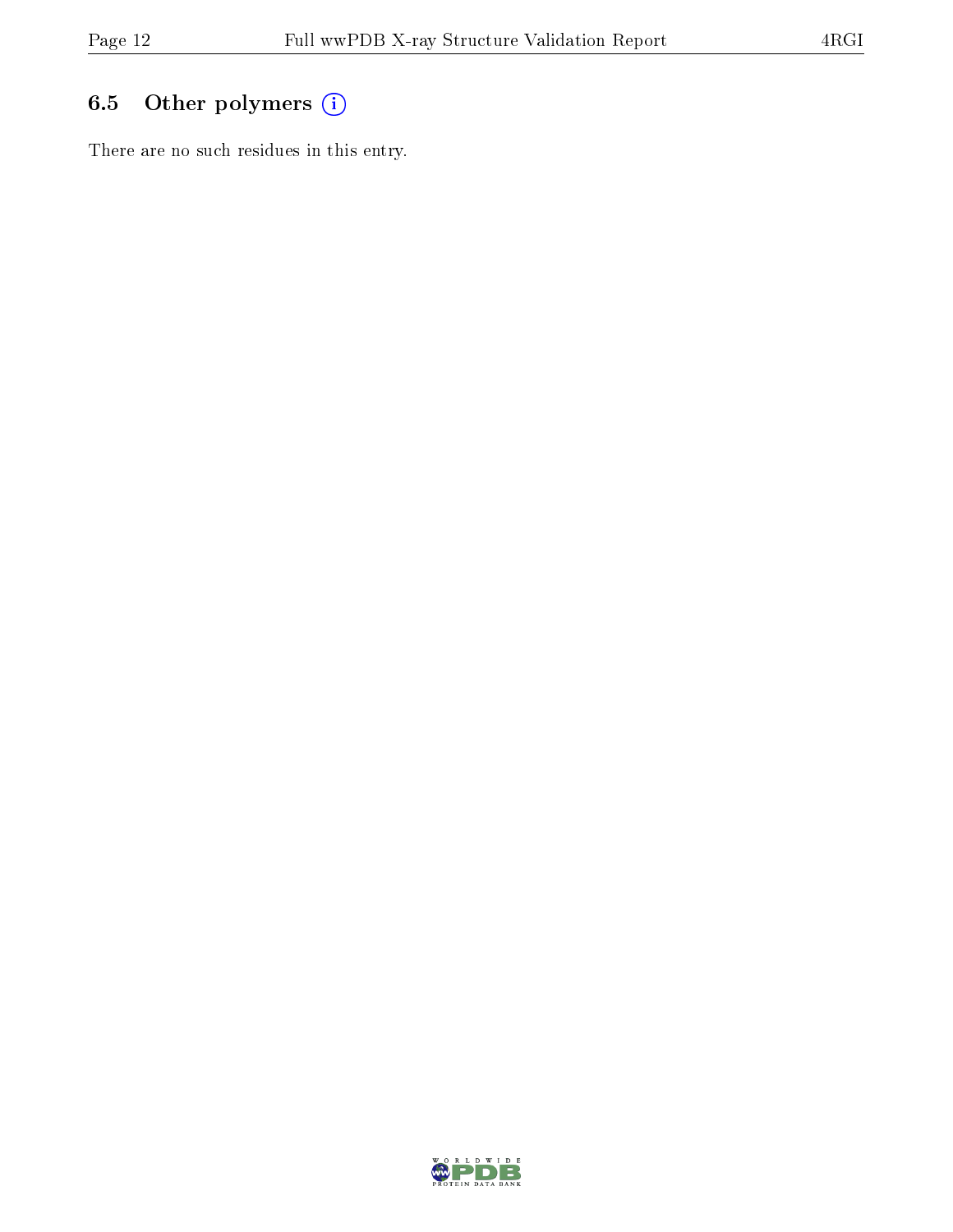### 6.5 Other polymers

There are no such residues in this entry.